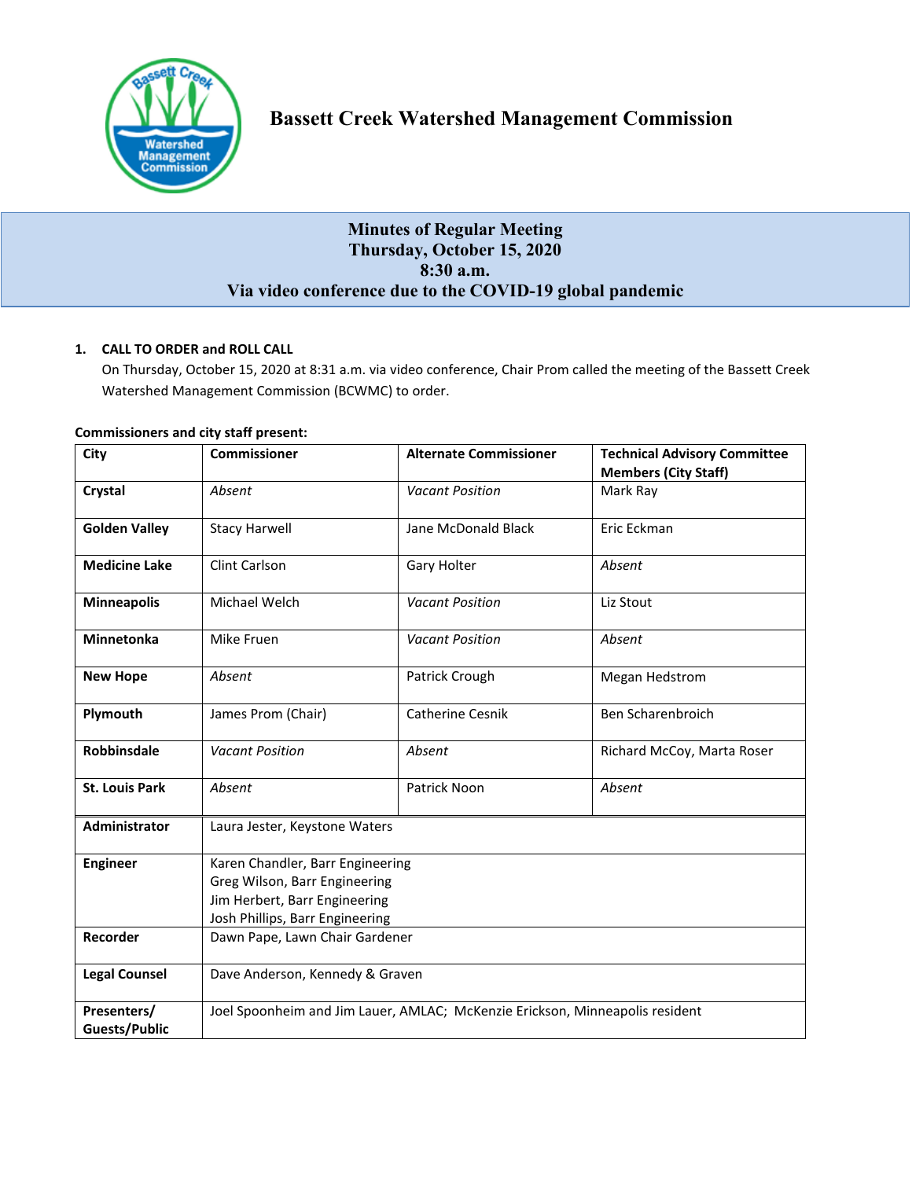# Bassett Creek Watershed Management Commission

## Minutes of Regular Meeting
## Thursday, October 15, 2020
## 8:30 a.m.
## Via video conference due to the COVID-19 global pandemic

**1. CALL TO ORDER and ROLL CALL**

On Thursday, October 15, 2020 at 8:31 a.m. via video conference, Chair Prom called the meeting of the Bassett Creek Watershed Management Commission (BCWMC) to order.

**Commissioners and city staff present:**

| City | Commissioner | Alternate Commissioner | Technical Advisory Committee Members (City Staff) |
|---|---|---|---|
| **Crystal** | *Absent* | *Vacant Position* | Mark Ray |
| **Golden Valley** | Stacy Harwell | Jane McDonald Black | Eric Eckman |
| **Medicine Lake** | Clint Carlson | Gary Holter | *Absent* |
| **Minneapolis** | Michael Welch | *Vacant Position* | Liz Stout |
| **Minnetonka** | Mike Fruen | *Vacant Position* | *Absent* |
| **New Hope** | *Absent* | Patrick Crough | Megan Hedstrom |
| **Plymouth** | James Prom (Chair) | Catherine Cesnik | Ben Scharenbroich |
| **Robbinsdale** | *Vacant Position* | *Absent* | Richard McCoy, Marta Roser |
| **St. Louis Park** | *Absent* | Patrick Noon | *Absent* |
| **Administrator** | Laura Jester, Keystone Waters | | |
| **Engineer** | Karen Chandler, Barr Engineering<br>Greg Wilson, Barr Engineering<br>Jim Herbert, Barr Engineering<br>Josh Phillips, Barr Engineering | | |
| **Recorder** | Dawn Pape, Lawn Chair Gardener | | |
| **Legal Counsel** | Dave Anderson, Kennedy & Graven | | |
| **Presenters/ Guests/Public** | Joel Spoonheim and Jim Lauer, AMLAC; McKenzie Erickson, Minneapolis resident | | |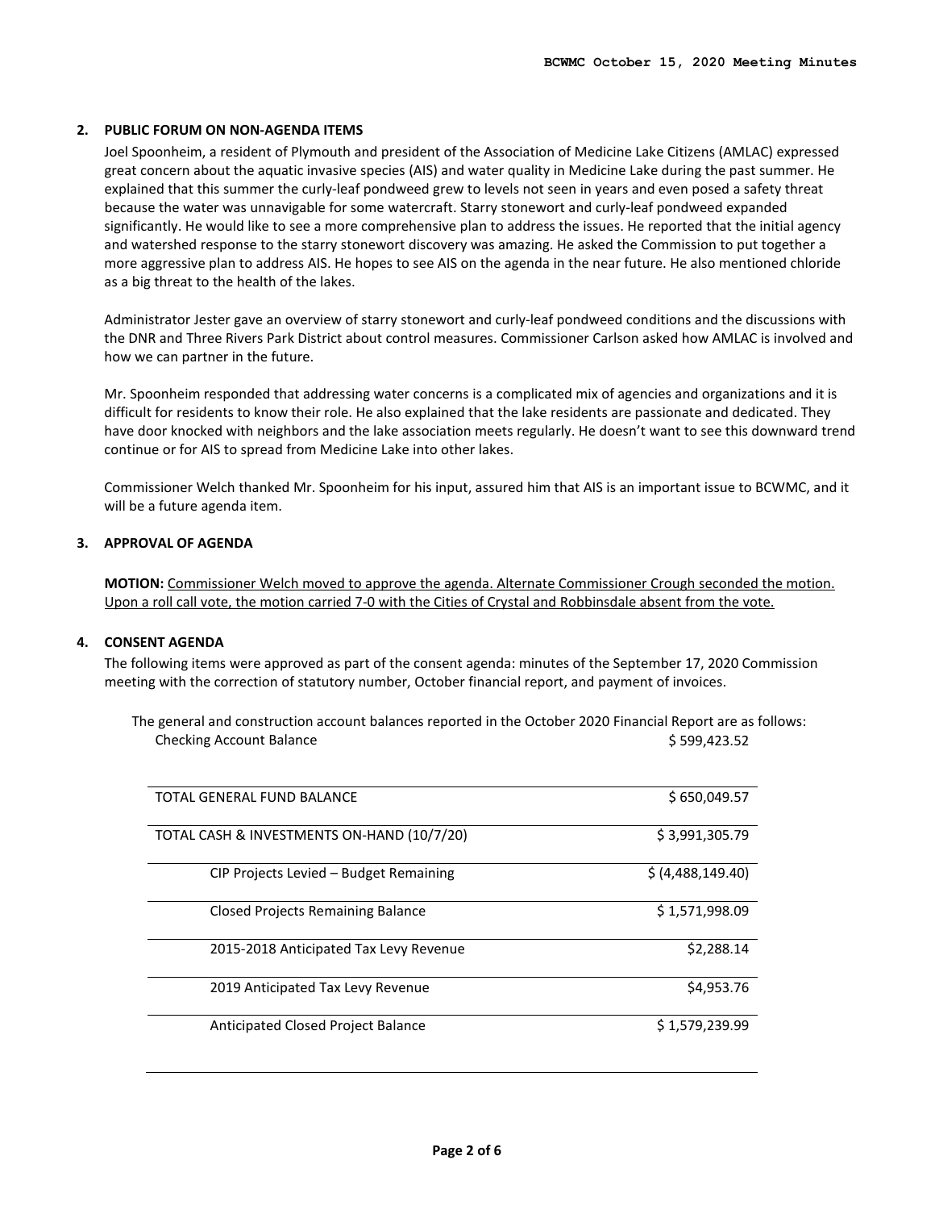## 2. PUBLIC FORUM ON NON-AGENDA ITEMS

Joel Spoonheim, a resident of Plymouth and president of the Association of Medicine Lake Citizens (AMLAC) expressed great concern about the aquatic invasive species (AIS) and water quality in Medicine Lake during the past summer. He explained that this summer the curly-leaf pondweed grew to levels not seen in years and even posed a safety threat because the water was unnavigable for some watercraft. Starry stonewort and curly-leaf pondweed expanded significantly. He would like to see a more comprehensive plan to address the issues. He reported that the initial agency and watershed response to the starry stonewort discovery was amazing. He asked the Commission to put together a more aggressive plan to address AIS. He hopes to see AIS on the agenda in the near future. He also mentioned chloride as a big threat to the health of the lakes.

Administrator Jester gave an overview of starry stonewort and curly-leaf pondweed conditions and the discussions with the DNR and Three Rivers Park District about control measures. Commissioner Carlson asked how AMLAC is involved and how we can partner in the future.

Mr. Spoonheim responded that addressing water concerns is a complicated mix of agencies and organizations and it is difficult for residents to know their role. He also explained that the lake residents are passionate and dedicated. They have door knocked with neighbors and the lake association meets regularly. He doesn't want to see this downward trend continue or for AIS to spread from Medicine Lake into other lakes.

Commissioner Welch thanked Mr. Spoonheim for his input, assured him that AIS is an important issue to BCWMC, and it will be a future agenda item.

## 3. APPROVAL OF AGENDA

**MOTION:** Commissioner Welch moved to approve the agenda. Alternate Commissioner Crough seconded the motion. Upon a roll call vote, the motion carried 7-0 with the Cities of Crystal and Robbinsdale absent from the vote.

## 4. CONSENT AGENDA

The following items were approved as part of the consent agenda: minutes of the September 17, 2020 Commission meeting with the correction of statutory number, October financial report, and payment of invoices.

The general and construction account balances reported in the October 2020 Financial Report are as follows:

Checking Account Balance $ 599,423.52

| | |
|---|---|
| TOTAL GENERAL FUND BALANCE | $ 650,049.57 |
| TOTAL CASH & INVESTMENTS ON-HAND (10/7/20) | $ 3,991,305.79 |
| CIP Projects Levied – Budget Remaining | $ (4,488,149.40) |
| Closed Projects Remaining Balance | $ 1,571,998.09 |
| 2015-2018 Anticipated Tax Levy Revenue | $2,288.14 |
| 2019 Anticipated Tax Levy Revenue | $4,953.76 |
| Anticipated Closed Project Balance | $ 1,579,239.99 |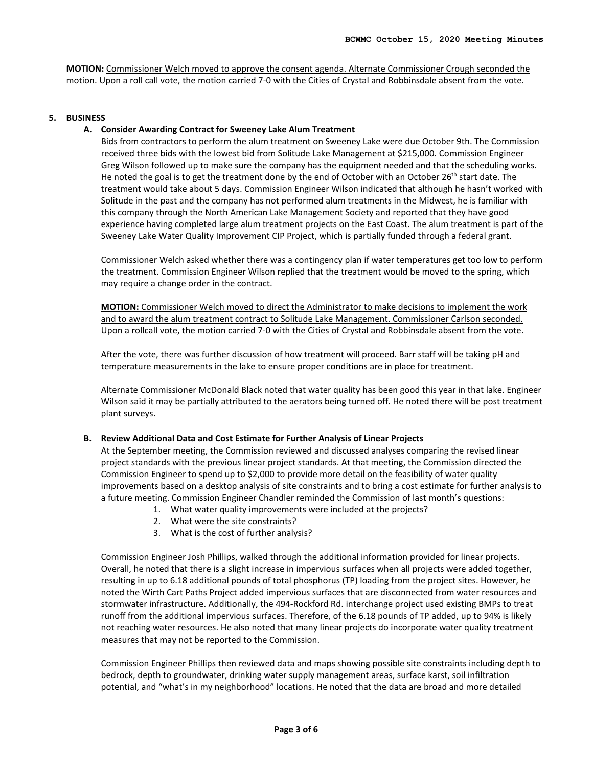**MOTION:** Commissioner Welch moved to approve the consent agenda. Alternate Commissioner Crough seconded the motion. Upon a roll call vote, the motion carried 7-0 with the Cities of Crystal and Robbinsdale absent from the vote.

**5. BUSINESS**

**A. Consider Awarding Contract for Sweeney Lake Alum Treatment**

Bids from contractors to perform the alum treatment on Sweeney Lake were due October 9th. The Commission received three bids with the lowest bid from Solitude Lake Management at $215,000. Commission Engineer Greg Wilson followed up to make sure the company has the equipment needed and that the scheduling works. He noted the goal is to get the treatment done by the end of October with an October 26th start date. The treatment would take about 5 days. Commission Engineer Wilson indicated that although he hasn't worked with Solitude in the past and the company has not performed alum treatments in the Midwest, he is familiar with this company through the North American Lake Management Society and reported that they have good experience having completed large alum treatment projects on the East Coast. The alum treatment is part of the Sweeney Lake Water Quality Improvement CIP Project, which is partially funded through a federal grant.

Commissioner Welch asked whether there was a contingency plan if water temperatures get too low to perform the treatment. Commission Engineer Wilson replied that the treatment would be moved to the spring, which may require a change order in the contract.

**MOTION:** Commissioner Welch moved to direct the Administrator to make decisions to implement the work and to award the alum treatment contract to Solitude Lake Management. Commissioner Carlson seconded. Upon a rollcall vote, the motion carried 7-0 with the Cities of Crystal and Robbinsdale absent from the vote.

After the vote, there was further discussion of how treatment will proceed. Barr staff will be taking pH and temperature measurements in the lake to ensure proper conditions are in place for treatment.

Alternate Commissioner McDonald Black noted that water quality has been good this year in that lake. Engineer Wilson said it may be partially attributed to the aerators being turned off. He noted there will be post treatment plant surveys.

**B. Review Additional Data and Cost Estimate for Further Analysis of Linear Projects**

At the September meeting, the Commission reviewed and discussed analyses comparing the revised linear project standards with the previous linear project standards. At that meeting, the Commission directed the Commission Engineer to spend up to $2,000 to provide more detail on the feasibility of water quality improvements based on a desktop analysis of site constraints and to bring a cost estimate for further analysis to a future meeting. Commission Engineer Chandler reminded the Commission of last month's questions:

1. What water quality improvements were included at the projects?
2. What were the site constraints?
3. What is the cost of further analysis?

Commission Engineer Josh Phillips, walked through the additional information provided for linear projects. Overall, he noted that there is a slight increase in impervious surfaces when all projects were added together, resulting in up to 6.18 additional pounds of total phosphorus (TP) loading from the project sites. However, he noted the Wirth Cart Paths Project added impervious surfaces that are disconnected from water resources and stormwater infrastructure. Additionally, the 494-Rockford Rd. interchange project used existing BMPs to treat runoff from the additional impervious surfaces. Therefore, of the 6.18 pounds of TP added, up to 94% is likely not reaching water resources. He also noted that many linear projects do incorporate water quality treatment measures that may not be reported to the Commission.

Commission Engineer Phillips then reviewed data and maps showing possible site constraints including depth to bedrock, depth to groundwater, drinking water supply management areas, surface karst, soil infiltration potential, and "what's in my neighborhood" locations. He noted that the data are broad and more detailed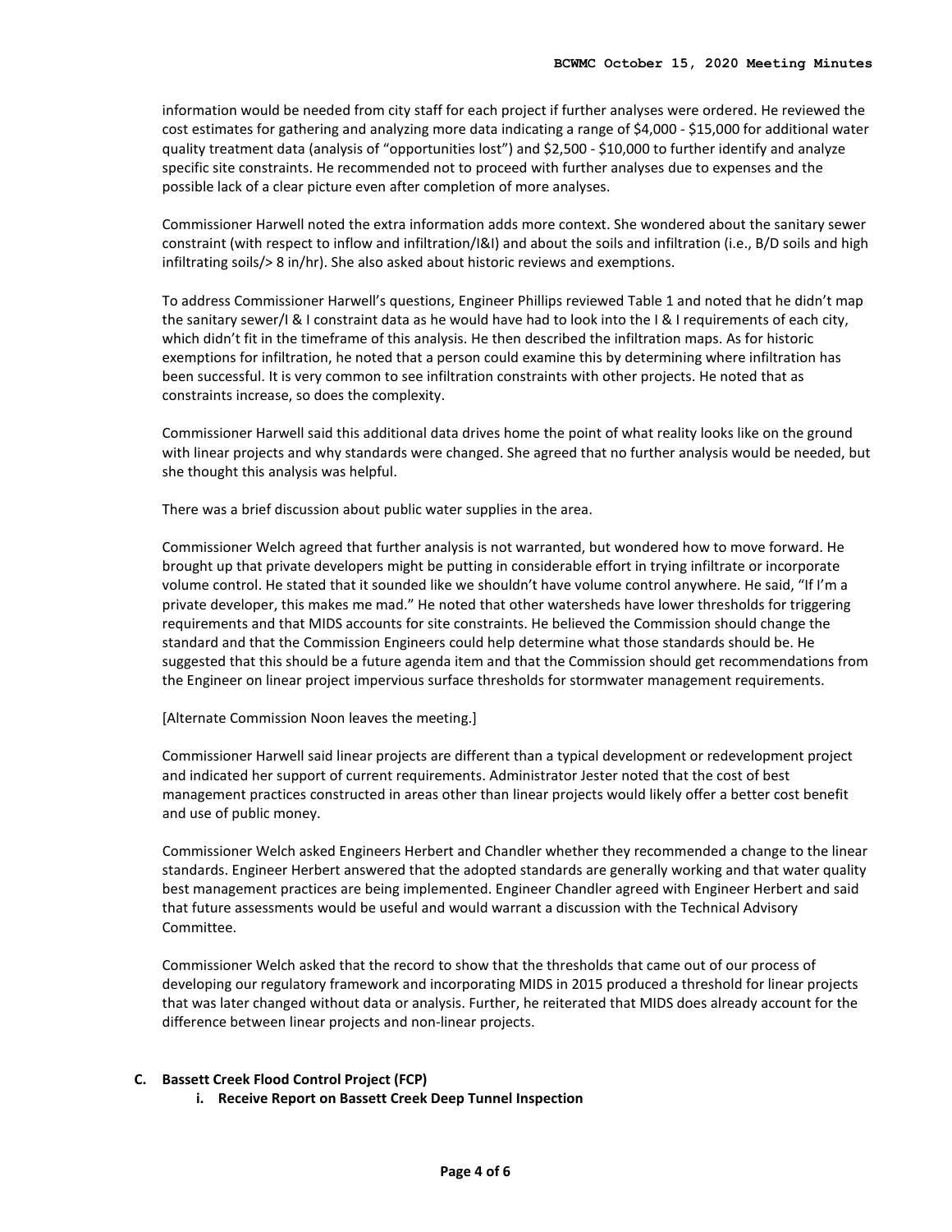information would be needed from city staff for each project if further analyses were ordered. He reviewed the cost estimates for gathering and analyzing more data indicating a range of $4,000 - $15,000 for additional water quality treatment data (analysis of "opportunities lost") and $2,500 - $10,000 to further identify and analyze specific site constraints. He recommended not to proceed with further analyses due to expenses and the possible lack of a clear picture even after completion of more analyses.

Commissioner Harwell noted the extra information adds more context. She wondered about the sanitary sewer constraint (with respect to inflow and infiltration/I&I) and about the soils and infiltration (i.e., B/D soils and high infiltrating soils/> 8 in/hr). She also asked about historic reviews and exemptions.

To address Commissioner Harwell's questions, Engineer Phillips reviewed Table 1 and noted that he didn't map the sanitary sewer/I & I constraint data as he would have had to look into the I & I requirements of each city, which didn't fit in the timeframe of this analysis. He then described the infiltration maps. As for historic exemptions for infiltration, he noted that a person could examine this by determining where infiltration has been successful. It is very common to see infiltration constraints with other projects. He noted that as constraints increase, so does the complexity.

Commissioner Harwell said this additional data drives home the point of what reality looks like on the ground with linear projects and why standards were changed. She agreed that no further analysis would be needed, but she thought this analysis was helpful.

There was a brief discussion about public water supplies in the area.

Commissioner Welch agreed that further analysis is not warranted, but wondered how to move forward. He brought up that private developers might be putting in considerable effort in trying infiltrate or incorporate volume control. He stated that it sounded like we shouldn't have volume control anywhere. He said, "If I'm a private developer, this makes me mad." He noted that other watersheds have lower thresholds for triggering requirements and that MIDS accounts for site constraints. He believed the Commission should change the standard and that the Commission Engineers could help determine what those standards should be. He suggested that this should be a future agenda item and that the Commission should get recommendations from the Engineer on linear project impervious surface thresholds for stormwater management requirements.

[Alternate Commission Noon leaves the meeting.]

Commissioner Harwell said linear projects are different than a typical development or redevelopment project and indicated her support of current requirements. Administrator Jester noted that the cost of best management practices constructed in areas other than linear projects would likely offer a better cost benefit and use of public money.

Commissioner Welch asked Engineers Herbert and Chandler whether they recommended a change to the linear standards. Engineer Herbert answered that the adopted standards are generally working and that water quality best management practices are being implemented. Engineer Chandler agreed with Engineer Herbert and said that future assessments would be useful and would warrant a discussion with the Technical Advisory Committee.

Commissioner Welch asked that the record to show that the thresholds that came out of our process of developing our regulatory framework and incorporating MIDS in 2015 produced a threshold for linear projects that was later changed without data or analysis. Further, he reiterated that MIDS does already account for the difference between linear projects and non-linear projects.

**C. Bassett Creek Flood Control Project (FCP)**

**i. Receive Report on Bassett Creek Deep Tunnel Inspection**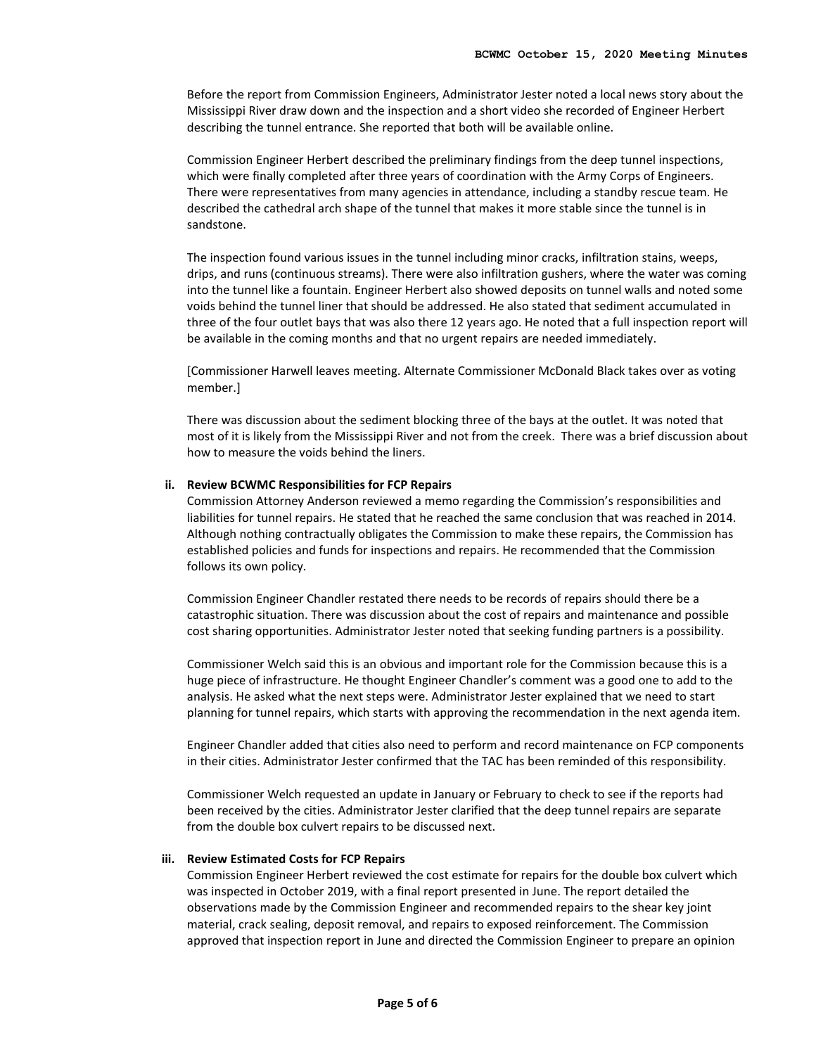Before the report from Commission Engineers, Administrator Jester noted a local news story about the Mississippi River draw down and the inspection and a short video she recorded of Engineer Herbert describing the tunnel entrance. She reported that both will be available online.

Commission Engineer Herbert described the preliminary findings from the deep tunnel inspections, which were finally completed after three years of coordination with the Army Corps of Engineers. There were representatives from many agencies in attendance, including a standby rescue team. He described the cathedral arch shape of the tunnel that makes it more stable since the tunnel is in sandstone.

The inspection found various issues in the tunnel including minor cracks, infiltration stains, weeps, drips, and runs (continuous streams). There were also infiltration gushers, where the water was coming into the tunnel like a fountain. Engineer Herbert also showed deposits on tunnel walls and noted some voids behind the tunnel liner that should be addressed. He also stated that sediment accumulated in three of the four outlet bays that was also there 12 years ago. He noted that a full inspection report will be available in the coming months and that no urgent repairs are needed immediately.

[Commissioner Harwell leaves meeting. Alternate Commissioner McDonald Black takes over as voting member.]

There was discussion about the sediment blocking three of the bays at the outlet. It was noted that most of it is likely from the Mississippi River and not from the creek. There was a brief discussion about how to measure the voids behind the liners.

**ii. Review BCWMC Responsibilities for FCP Repairs**

Commission Attorney Anderson reviewed a memo regarding the Commission's responsibilities and liabilities for tunnel repairs. He stated that he reached the same conclusion that was reached in 2014. Although nothing contractually obligates the Commission to make these repairs, the Commission has established policies and funds for inspections and repairs. He recommended that the Commission follows its own policy.

Commission Engineer Chandler restated there needs to be records of repairs should there be a catastrophic situation. There was discussion about the cost of repairs and maintenance and possible cost sharing opportunities. Administrator Jester noted that seeking funding partners is a possibility.

Commissioner Welch said this is an obvious and important role for the Commission because this is a huge piece of infrastructure. He thought Engineer Chandler's comment was a good one to add to the analysis. He asked what the next steps were. Administrator Jester explained that we need to start planning for tunnel repairs, which starts with approving the recommendation in the next agenda item.

Engineer Chandler added that cities also need to perform and record maintenance on FCP components in their cities. Administrator Jester confirmed that the TAC has been reminded of this responsibility.

Commissioner Welch requested an update in January or February to check to see if the reports had been received by the cities. Administrator Jester clarified that the deep tunnel repairs are separate from the double box culvert repairs to be discussed next.

**iii. Review Estimated Costs for FCP Repairs**

Commission Engineer Herbert reviewed the cost estimate for repairs for the double box culvert which was inspected in October 2019, with a final report presented in June. The report detailed the observations made by the Commission Engineer and recommended repairs to the shear key joint material, crack sealing, deposit removal, and repairs to exposed reinforcement. The Commission approved that inspection report in June and directed the Commission Engineer to prepare an opinion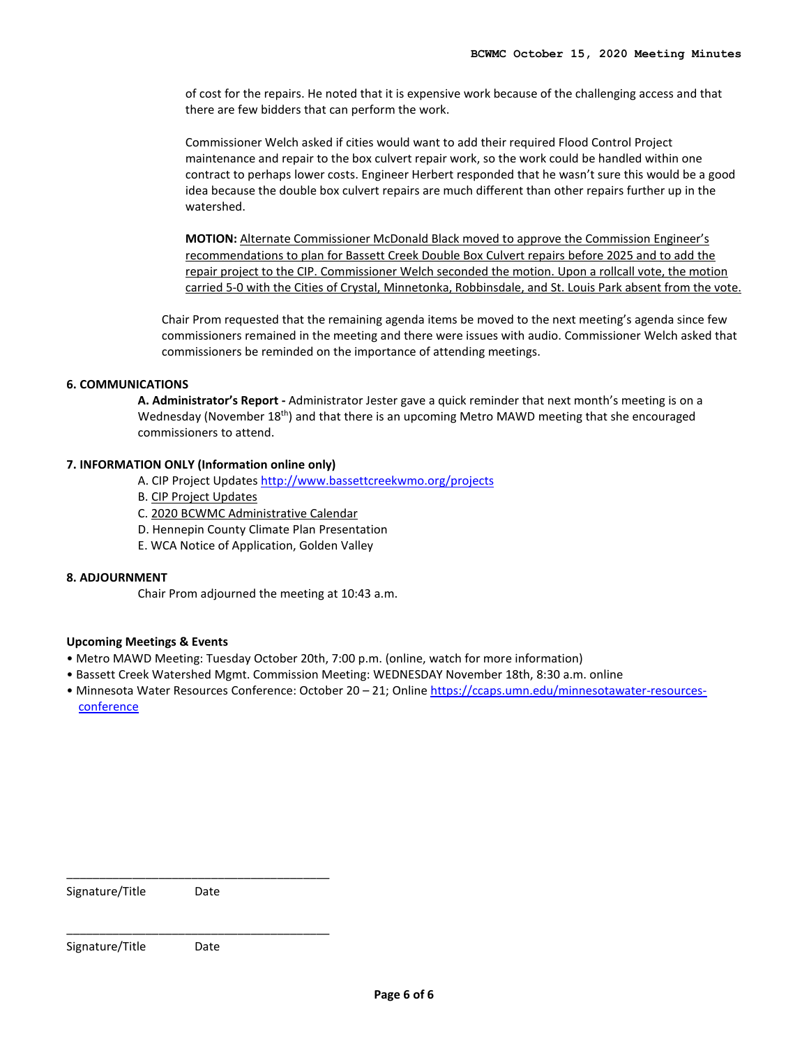of cost for the repairs. He noted that it is expensive work because of the challenging access and that there are few bidders that can perform the work.

Commissioner Welch asked if cities would want to add their required Flood Control Project maintenance and repair to the box culvert repair work, so the work could be handled within one contract to perhaps lower costs. Engineer Herbert responded that he wasn't sure this would be a good idea because the double box culvert repairs are much different than other repairs further up in the watershed.

**MOTION:** Alternate Commissioner McDonald Black moved to approve the Commission Engineer's recommendations to plan for Bassett Creek Double Box Culvert repairs before 2025 and to add the repair project to the CIP. Commissioner Welch seconded the motion. Upon a rollcall vote, the motion carried 5-0 with the Cities of Crystal, Minnetonka, Robbinsdale, and St. Louis Park absent from the vote.

Chair Prom requested that the remaining agenda items be moved to the next meeting's agenda since few commissioners remained in the meeting and there were issues with audio. Commissioner Welch asked that commissioners be reminded on the importance of attending meetings.

**6. COMMUNICATIONS**

**A. Administrator's Report -** Administrator Jester gave a quick reminder that next month's meeting is on a Wednesday (November 18th) and that there is an upcoming Metro MAWD meeting that she encouraged commissioners to attend.

**7. INFORMATION ONLY (Information online only)**

A. CIP Project Updates http://www.bassettcreekwmo.org/projects
B. CIP Project Updates
C. 2020 BCWMC Administrative Calendar
D. Hennepin County Climate Plan Presentation
E. WCA Notice of Application, Golden Valley

**8. ADJOURNMENT**

Chair Prom adjourned the meeting at 10:43 a.m.

**Upcoming Meetings & Events**

- Metro MAWD Meeting: Tuesday October 20th, 7:00 p.m. (online, watch for more information)
- Bassett Creek Watershed Mgmt. Commission Meeting: WEDNESDAY November 18th, 8:30 a.m. online
- Minnesota Water Resources Conference: October 20 – 21; Online https://ccaps.umn.edu/minnesotawater-resources-conference

_______________________________________

Signature/Title Date

_______________________________________

Signature/Title Date